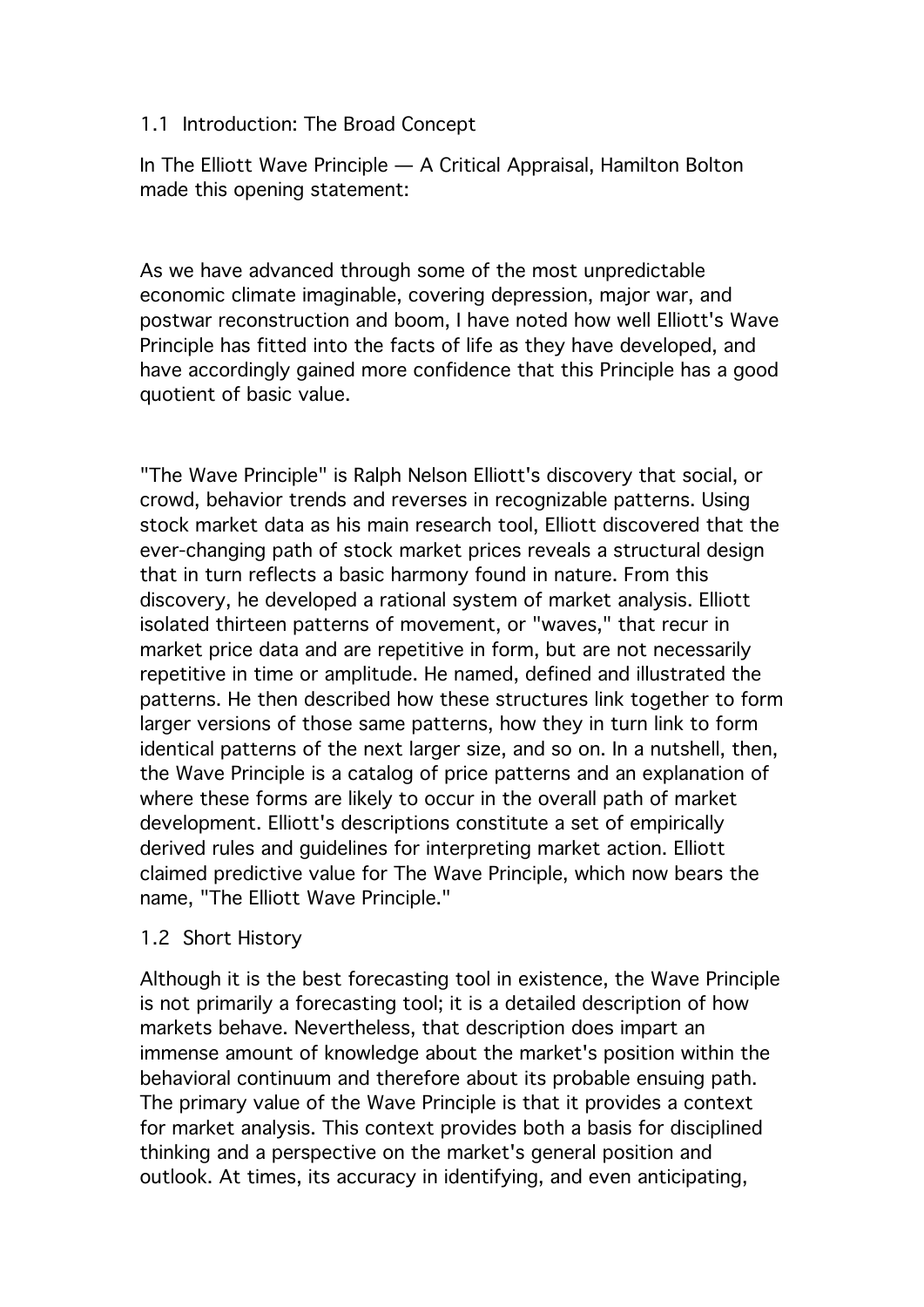## 1.1 Introduction: The Broad Concept

In The Elliott Wave Principle — A Critical Appraisal, Hamilton Bolton made this opening statement:

> As we have advanced through some of the most unpredictable economic climate imaginable, covering depression, major war, and postwar reconstruction and boom, I have noted how well Elliott's Wave Principle has fitted into the facts of life as they have developed, and have accordingly gained more confidence that this Principle has a good quotient of basic value.

"The Wave Principle" is Ralph Nelson Elliott's discovery that social, or crowd, behavior trends and reverses in recognizable patterns. Using stock market data as his main research tool, Elliott discovered that the ever-changing path of stock market prices reveals a structural design that in turn reflects a basic harmony found in nature. From this discovery, he developed a rational system of market analysis. Elliott isolated thirteen patterns of movement, or "waves," that recur in market price data and are repetitive in form, but are not necessarily repetitive in time or amplitude. He named, defined and illustrated the patterns. He then described how these structures link together to form larger versions of those same patterns, how they in turn link to form identical patterns of the next larger size, and so on. In a nutshell, then, the Wave Principle is a catalog of price patterns and an explanation of where these forms are likely to occur in the overall path of market development. Elliott's descriptions constitute a set of empirically derived rules and guidelines for interpreting market action. Elliott claimed predictive value for The Wave Principle, which now bears the name, "The Elliott Wave Principle."

## 1.2 Short History

Although it is the best forecasting tool in existence, the Wave Principle is not primarily a forecasting tool; it is a detailed description of how markets behave. Nevertheless, that description does impart an immense amount of knowledge about the market's position within the behavioral continuum and therefore about its probable ensuing path. The primary value of the Wave Principle is that it provides a context for market analysis. This context provides both a basis for disciplined thinking and a perspective on the market's general position and outlook. At times, its accuracy in identifying, and even anticipating,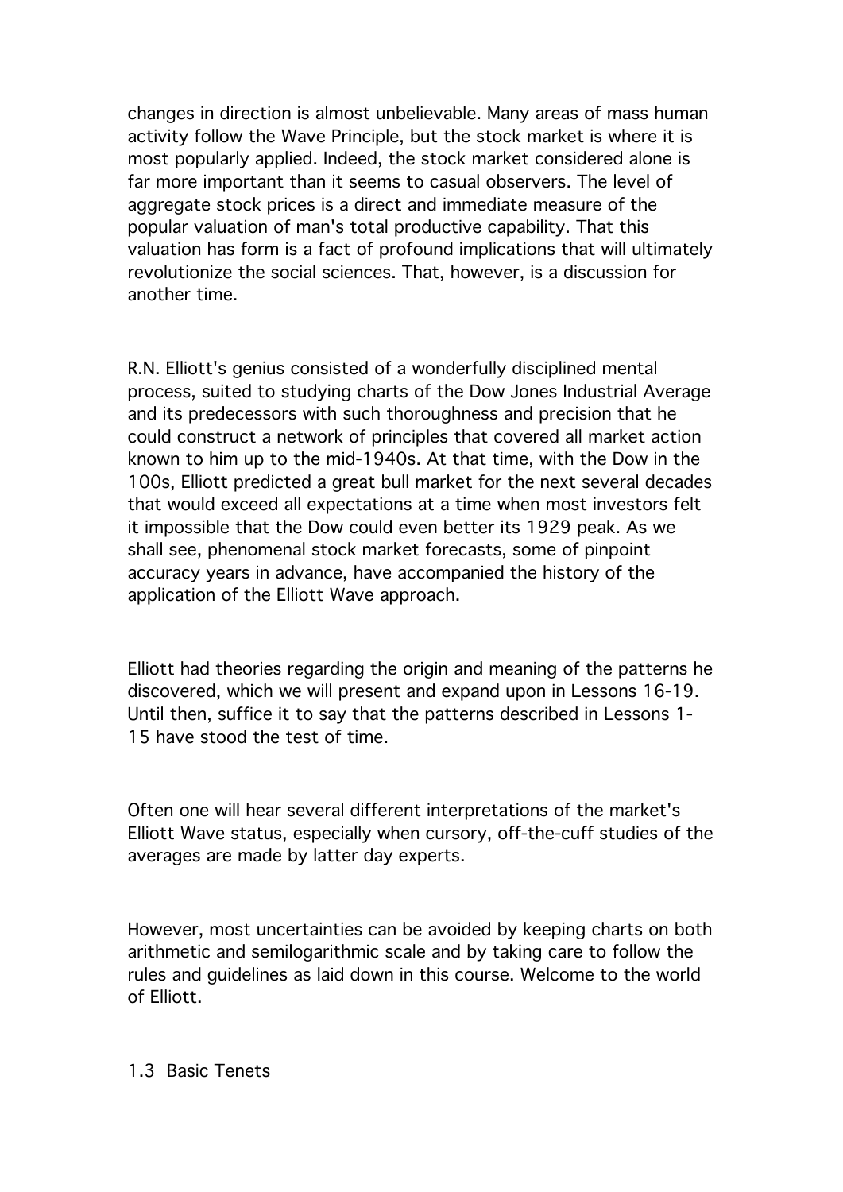changes in direction is almost unbelievable. Many areas of mass human activity follow the Wave Principle, but the stock market is where it is most popularly applied. Indeed, the stock market considered alone is far more important than it seems to casual observers. The level of aggregate stock prices is a direct and immediate measure of the popular valuation of man's total productive capability. That this valuation has form is a fact of profound implications that will ultimately revolutionize the social sciences. That, however, is a discussion for another time.

R.N. Elliott's genius consisted of a wonderfully disciplined mental process, suited to studying charts of the Dow Jones Industrial Average and its predecessors with such thoroughness and precision that he could construct a network of principles that covered all market action known to him up to the mid-1940s. At that time, with the Dow in the 100s, Elliott predicted a great bull market for the next several decades that would exceed all expectations at a time when most investors felt it impossible that the Dow could even better its 1929 peak. As we shall see, phenomenal stock market forecasts, some of pinpoint accuracy years in advance, have accompanied the history of the application of the Elliott Wave approach.

Elliott had theories regarding the origin and meaning of the patterns he discovered, which we will present and expand upon in Lessons 16-19. Until then, suffice it to say that the patterns described in Lessons 1-15 have stood the test of time.

Often one will hear several different interpretations of the market's Elliott Wave status, especially when cursory, off-the-cuff studies of the averages are made by latter day experts.

However, most uncertainties can be avoided by keeping charts on both arithmetic and semilogarithmic scale and by taking care to follow the rules and guidelines as laid down in this course. Welcome to the world of Elliott.

## 1.3 Basic Tenets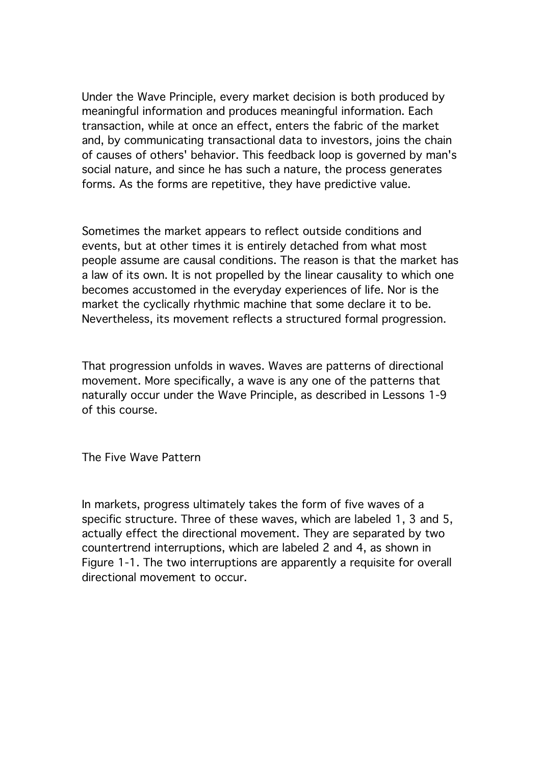Under the Wave Principle, every market decision is both produced by meaningful information and produces meaningful information. Each transaction, while at once an effect, enters the fabric of the market and, by communicating transactional data to investors, joins the chain of causes of others' behavior. This feedback loop is governed by man's social nature, and since he has such a nature, the process generates forms. As the forms are repetitive, they have predictive value.

Sometimes the market appears to reflect outside conditions and events, but at other times it is entirely detached from what most people assume are causal conditions. The reason is that the market has a law of its own. It is not propelled by the linear causality to which one becomes accustomed in the everyday experiences of life. Nor is the market the cyclically rhythmic machine that some declare it to be. Nevertheless, its movement reflects a structured formal progression.

That progression unfolds in waves. Waves are patterns of directional movement. More specifically, a wave is any one of the patterns that naturally occur under the Wave Principle, as described in Lessons 1-9 of this course.

## The Five Wave Pattern

In markets, progress ultimately takes the form of five waves of a specific structure. Three of these waves, which are labeled 1, 3 and 5, actually effect the directional movement. They are separated by two countertrend interruptions, which are labeled 2 and 4, as shown in Figure 1-1. The two interruptions are apparently a requisite for overall directional movement to occur.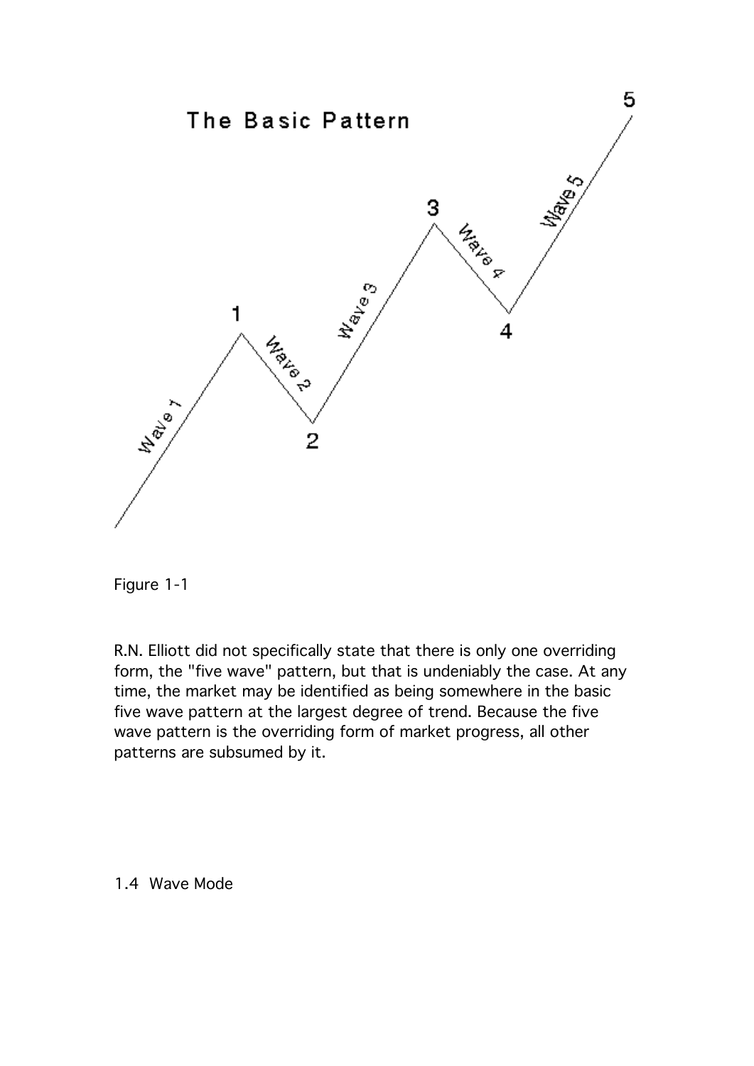Figure 1-1

R.N. Elliott did not specifically state that there is only one overriding form, the "five wave" pattern, but that is undeniably the case. At any time, the market may be identified as being somewhere in the basic five wave pattern at the largest degree of trend. Because the five wave pattern is the overriding form of market progress, all other patterns are subsumed by it.

## 1.4 Wave Mode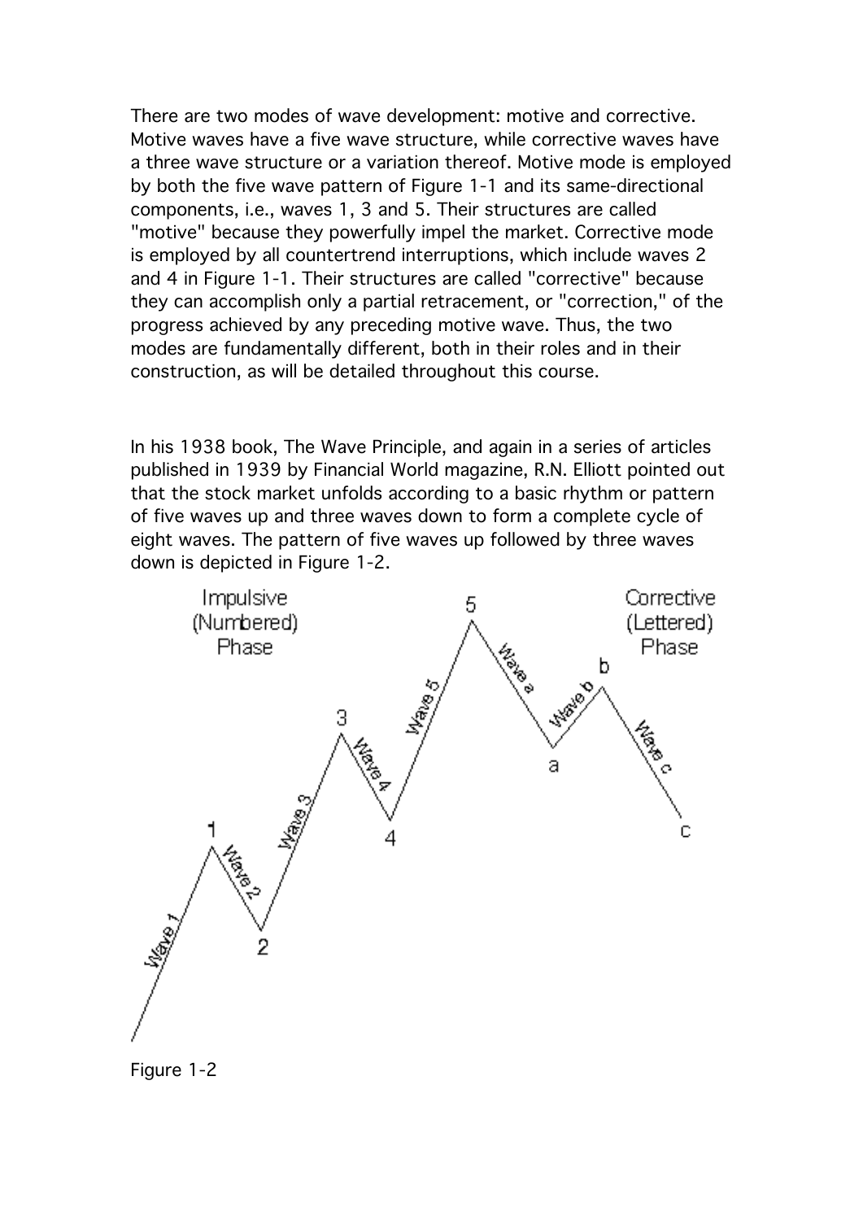There are two modes of wave development: motive and corrective. Motive waves have a five wave structure, while corrective waves have a three wave structure or a variation thereof. Motive mode is employed by both the five wave pattern of Figure 1-1 and its same-directional components, i.e., waves 1, 3 and 5. Their structures are called "motive" because they powerfully impel the market. Corrective mode is employed by all countertrend interruptions, which include waves 2 and 4 in Figure 1-1. Their structures are called "corrective" because they can accomplish only a partial retracement, or "correction," of the progress achieved by any preceding motive wave. Thus, the two modes are fundamentally different, both in their roles and in their construction, as will be detailed throughout this course.

In his 1938 book, The Wave Principle, and again in a series of articles published in 1939 by Financial World magazine, R.N. Elliott pointed out that the stock market unfolds according to a basic rhythm or pattern of five waves up and three waves down to form a complete cycle of eight waves. The pattern of five waves up followed by three waves down is depicted in Figure 1-2.

Figure 1-2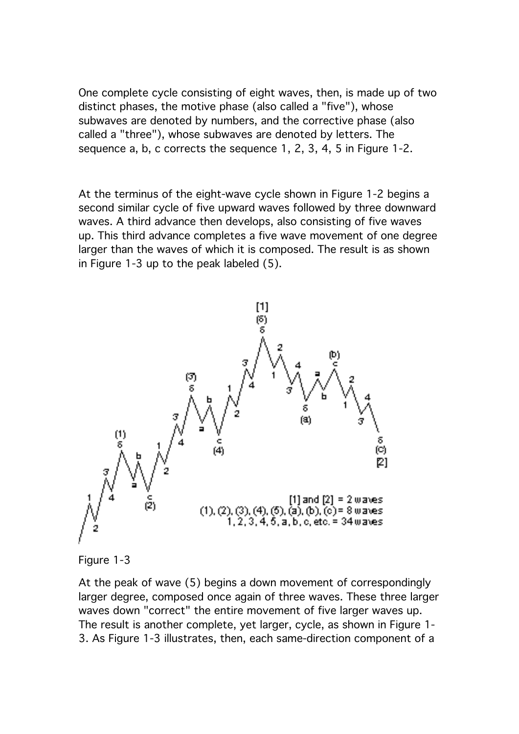One complete cycle consisting of eight waves, then, is made up of two distinct phases, the motive phase (also called a "five"), whose subwaves are denoted by numbers, and the corrective phase (also called a "three"), whose subwaves are denoted by letters. The sequence a, b, c corrects the sequence 1, 2, 3, 4, 5 in Figure 1-2.

At the terminus of the eight-wave cycle shown in Figure 1-2 begins a second similar cycle of five upward waves followed by three downward waves. A third advance then develops, also consisting of five waves up. This third advance completes a five wave movement of one degree larger than the waves of which it is composed. The result is as shown in Figure 1-3 up to the peak labeled (5).

Figure 1-3

At the peak of wave (5) begins a down movement of correspondingly larger degree, composed once again of three waves. These three larger waves down "correct" the entire movement of five larger waves up. The result is another complete, yet larger, cycle, as shown in Figure 1-3. As Figure 1-3 illustrates, then, each same-direction component of a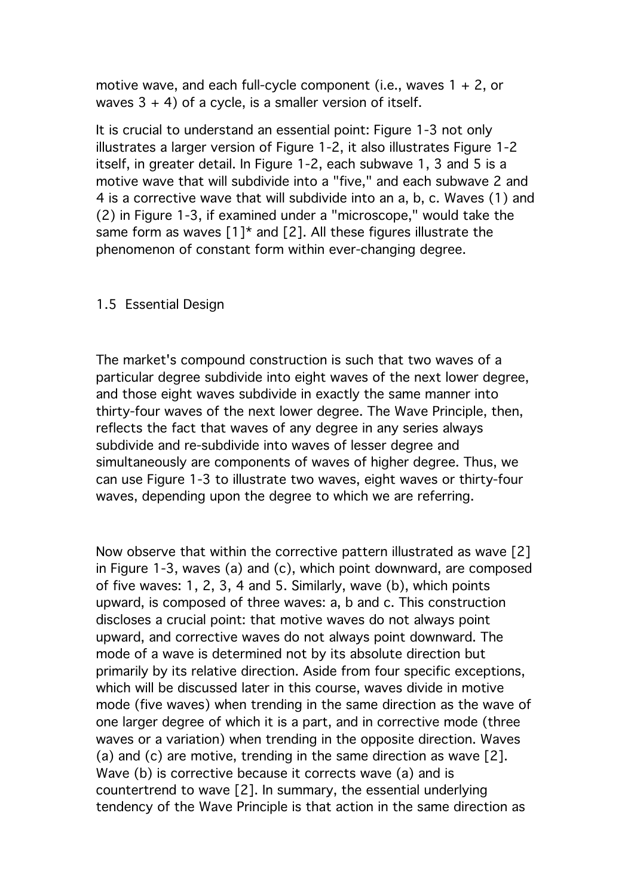motive wave, and each full-cycle component (i.e., waves 1 + 2, or waves 3 + 4) of a cycle, is a smaller version of itself.

It is crucial to understand an essential point: Figure 1-3 not only illustrates a larger version of Figure 1-2, it also illustrates Figure 1-2 itself, in greater detail. In Figure 1-2, each subwave 1, 3 and 5 is a motive wave that will subdivide into a "five," and each subwave 2 and 4 is a corrective wave that will subdivide into an a, b, c. Waves (1) and (2) in Figure 1-3, if examined under a "microscope," would take the same form as waves [1]* and [2]. All these figures illustrate the phenomenon of constant form within ever-changing degree.

## 1.5 Essential Design

The market's compound construction is such that two waves of a particular degree subdivide into eight waves of the next lower degree, and those eight waves subdivide in exactly the same manner into thirty-four waves of the next lower degree. The Wave Principle, then, reflects the fact that waves of any degree in any series always subdivide and re-subdivide into waves of lesser degree and simultaneously are components of waves of higher degree. Thus, we can use Figure 1-3 to illustrate two waves, eight waves or thirty-four waves, depending upon the degree to which we are referring.

Now observe that within the corrective pattern illustrated as wave [2] in Figure 1-3, waves (a) and (c), which point downward, are composed of five waves: 1, 2, 3, 4 and 5. Similarly, wave (b), which points upward, is composed of three waves: a, b and c. This construction discloses a crucial point: that motive waves do not always point upward, and corrective waves do not always point downward. The mode of a wave is determined not by its absolute direction but primarily by its relative direction. Aside from four specific exceptions, which will be discussed later in this course, waves divide in motive mode (five waves) when trending in the same direction as the wave of one larger degree of which it is a part, and in corrective mode (three waves or a variation) when trending in the opposite direction. Waves (a) and (c) are motive, trending in the same direction as wave [2]. Wave (b) is corrective because it corrects wave (a) and is countertrend to wave [2]. In summary, the essential underlying tendency of the Wave Principle is that action in the same direction as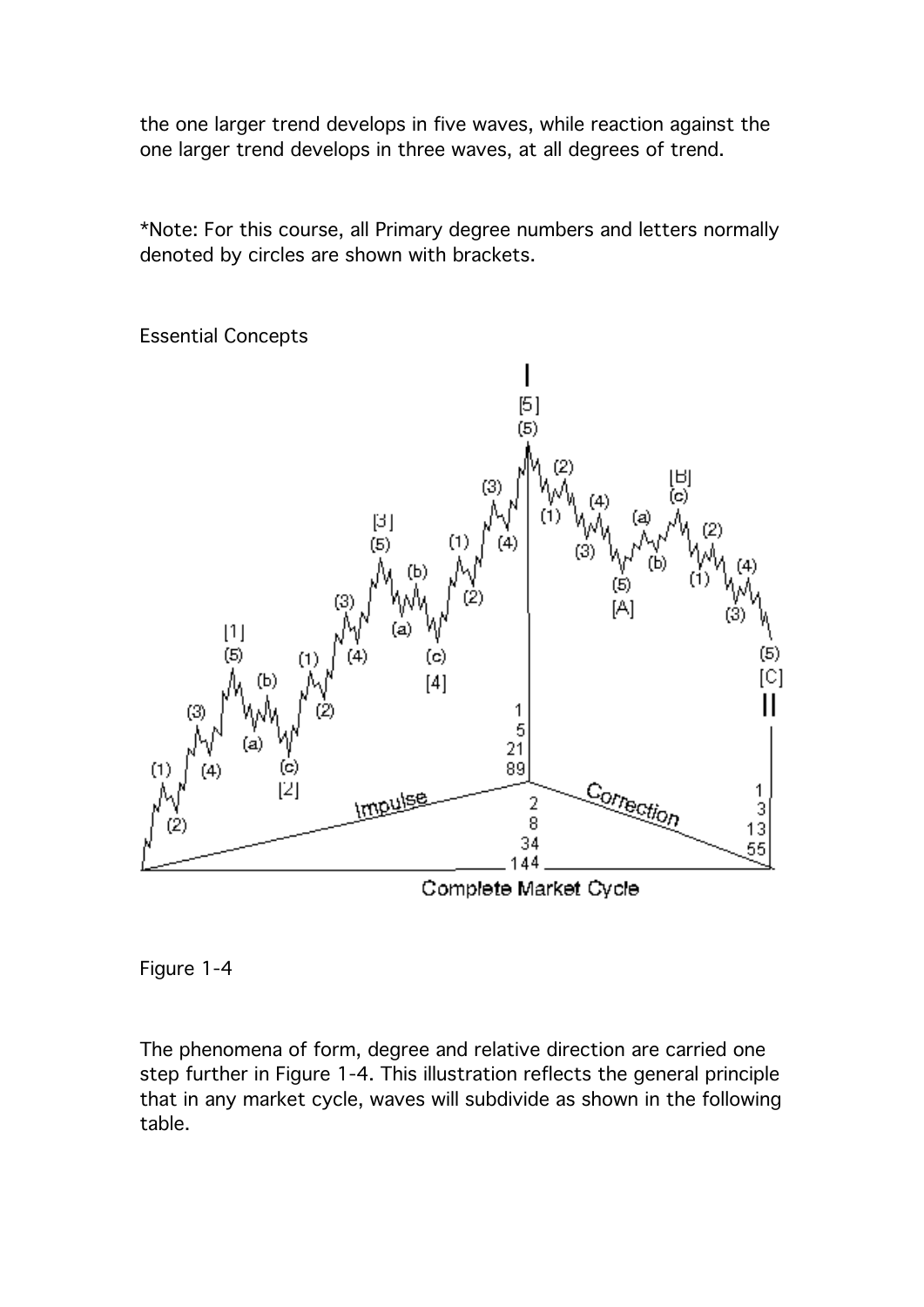the one larger trend develops in five waves, while reaction against the one larger trend develops in three waves, at all degrees of trend.

*Note: For this course, all Primary degree numbers and letters normally denoted by circles are shown with brackets.

Essential Concepts

Figure 1-4

The phenomena of form, degree and relative direction are carried one step further in Figure 1-4. This illustration reflects the general principle that in any market cycle, waves will subdivide as shown in the following table.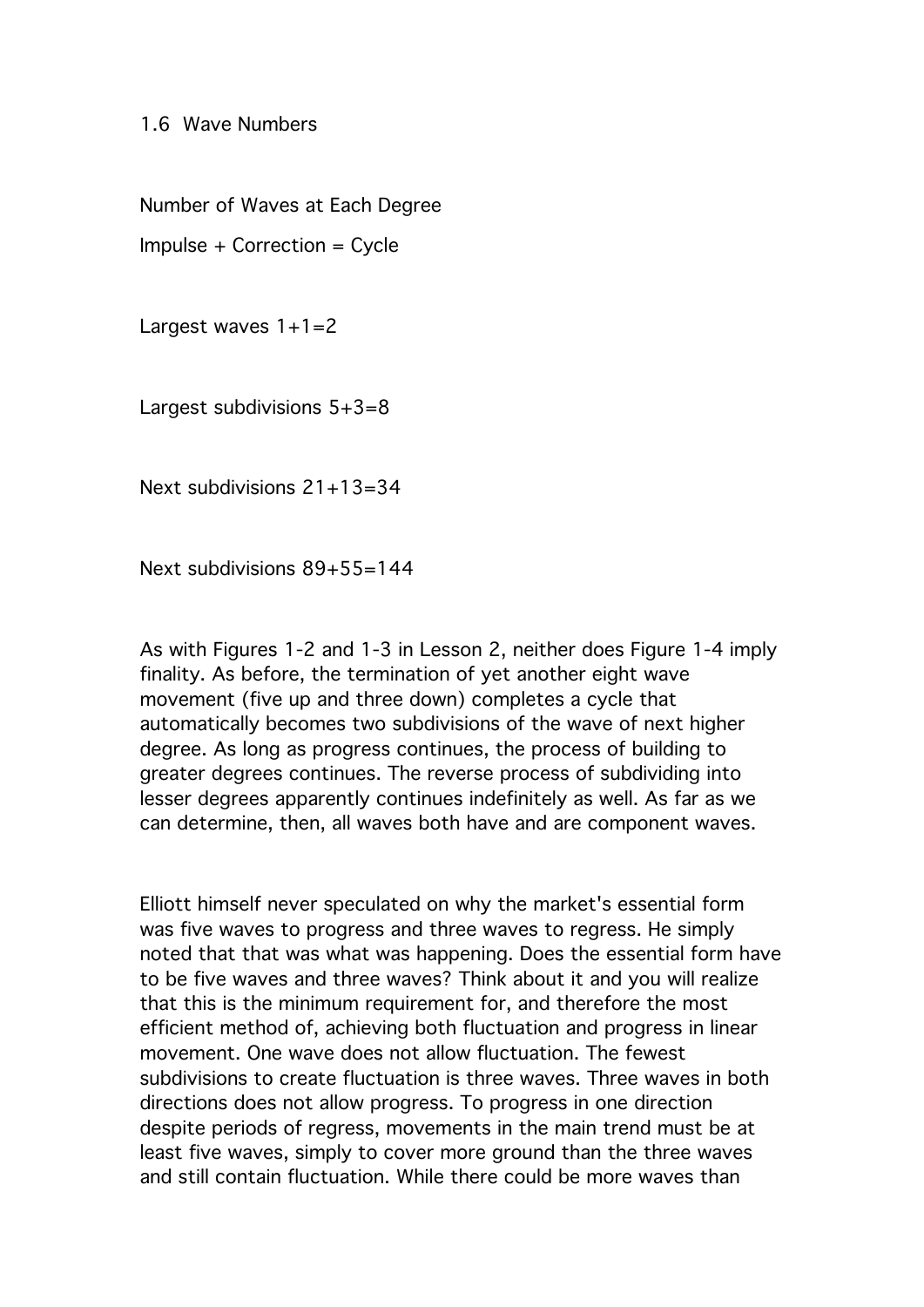## 1.6 Wave Numbers

Number of Waves at Each Degree

Impulse + Correction = Cycle

Largest waves 1+1=2

Largest subdivisions 5+3=8

Next subdivisions 21+13=34

Next subdivisions 89+55=144

As with Figures 1-2 and 1-3 in Lesson 2, neither does Figure 1-4 imply finality. As before, the termination of yet another eight wave movement (five up and three down) completes a cycle that automatically becomes two subdivisions of the wave of next higher degree. As long as progress continues, the process of building to greater degrees continues. The reverse process of subdividing into lesser degrees apparently continues indefinitely as well. As far as we can determine, then, all waves both have and are component waves.

Elliott himself never speculated on why the market's essential form was five waves to progress and three waves to regress. He simply noted that that was what was happening. Does the essential form have to be five waves and three waves? Think about it and you will realize that this is the minimum requirement for, and therefore the most efficient method of, achieving both fluctuation and progress in linear movement. One wave does not allow fluctuation. The fewest subdivisions to create fluctuation is three waves. Three waves in both directions does not allow progress. To progress in one direction despite periods of regress, movements in the main trend must be at least five waves, simply to cover more ground than the three waves and still contain fluctuation. While there could be more waves than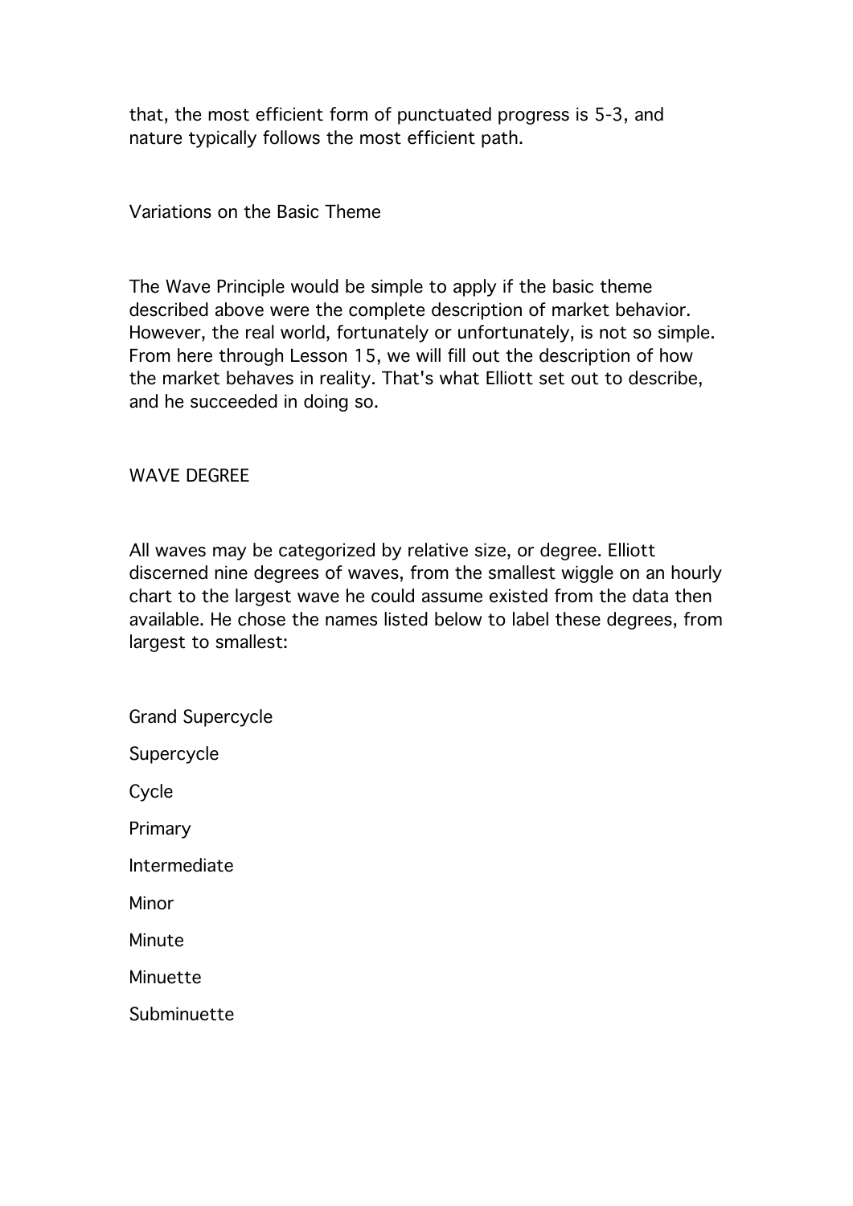that, the most efficient form of punctuated progress is 5-3, and nature typically follows the most efficient path.

## Variations on the Basic Theme

The Wave Principle would be simple to apply if the basic theme described above were the complete description of market behavior. However, the real world, fortunately or unfortunately, is not so simple. From here through Lesson 15, we will fill out the description of how the market behaves in reality. That's what Elliott set out to describe, and he succeeded in doing so.

## WAVE DEGREE

All waves may be categorized by relative size, or degree. Elliott discerned nine degrees of waves, from the smallest wiggle on an hourly chart to the largest wave he could assume existed from the data then available. He chose the names listed below to label these degrees, from largest to smallest:

Grand Supercycle

Supercycle

Cycle

Primary

Intermediate

Minor

Minute

Minuette

Subminuette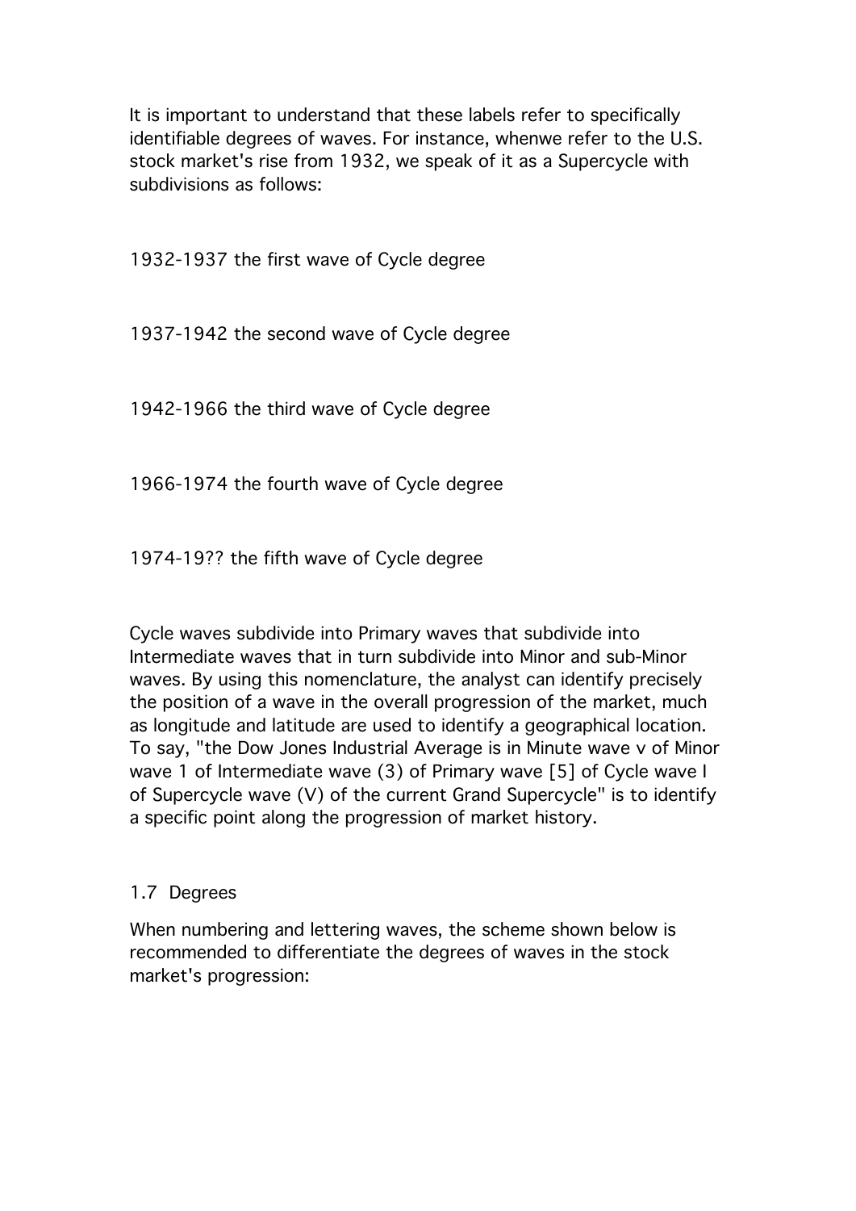It is important to understand that these labels refer to specifically identifiable degrees of waves. For instance, whenwe refer to the U.S. stock market's rise from 1932, we speak of it as a Supercycle with subdivisions as follows:

1932-1937 the first wave of Cycle degree

1937-1942 the second wave of Cycle degree

1942-1966 the third wave of Cycle degree

1966-1974 the fourth wave of Cycle degree

1974-19?? the fifth wave of Cycle degree

Cycle waves subdivide into Primary waves that subdivide into Intermediate waves that in turn subdivide into Minor and sub-Minor waves. By using this nomenclature, the analyst can identify precisely the position of a wave in the overall progression of the market, much as longitude and latitude are used to identify a geographical location. To say, "the Dow Jones Industrial Average is in Minute wave v of Minor wave 1 of Intermediate wave (3) of Primary wave [5] of Cycle wave I of Supercycle wave (V) of the current Grand Supercycle" is to identify a specific point along the progression of market history.

## 1.7 Degrees

When numbering and lettering waves, the scheme shown below is recommended to differentiate the degrees of waves in the stock market's progression: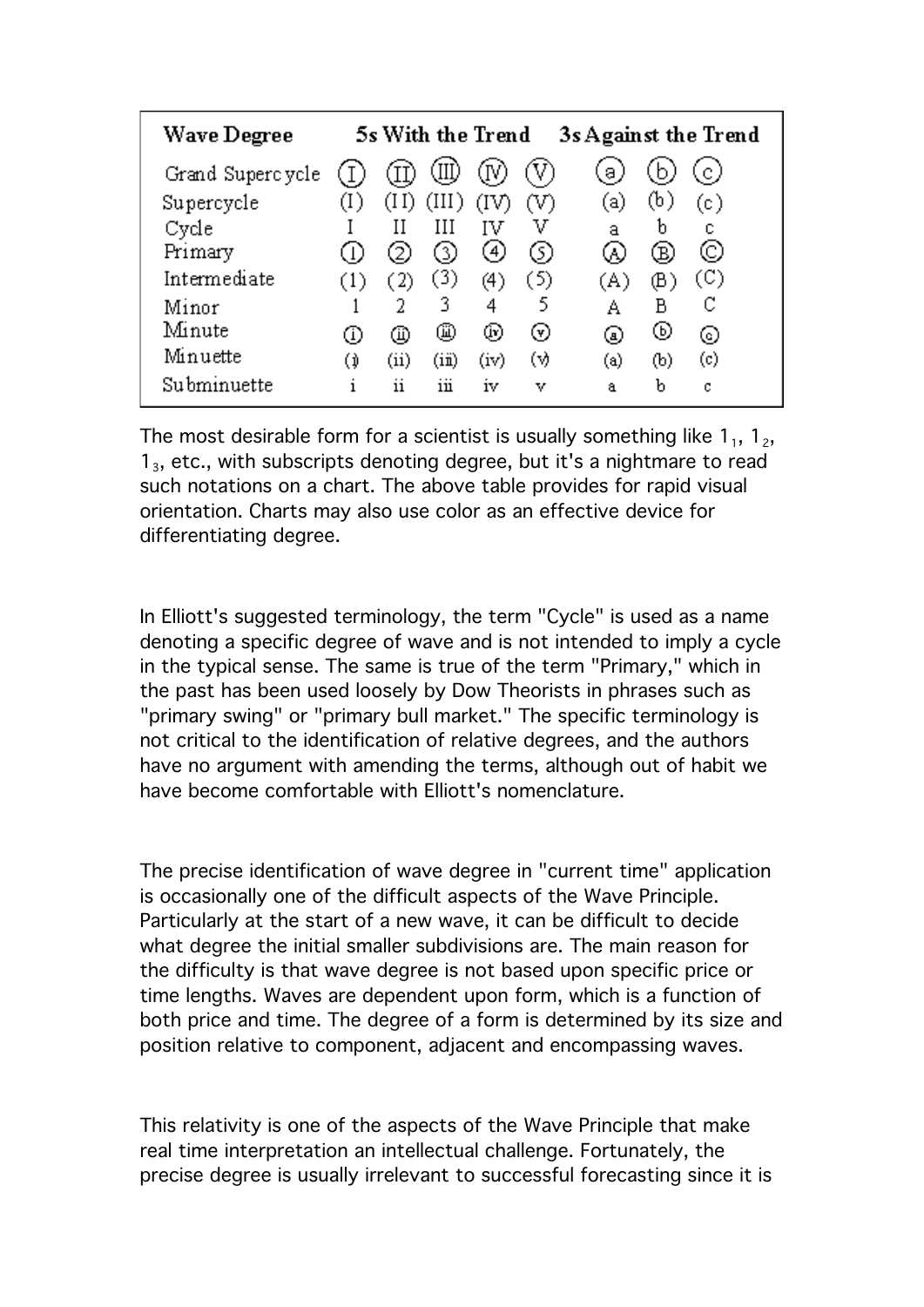| Wave Degree | 5s With the Trend | | | | | 3s Against the Trend | | |
|---|---|---|---|---|---|---|---|---|
| Grand Supercycle | Ⓘ | Ⓘ Ⓘ | Ⓘ Ⓘ Ⓘ | Ⓘ Ⓥ | Ⓥ | ⓐ | ⓑ | ⓒ |
| Supercycle | (I) | (II) | (III) | (IV) | (V) | (a) | (b) | (c) |
| Cycle | I | II | III | IV | V | a | b | c |
| Primary | ① | ② | ③ | ④ | ⑤ | Ⓐ | Ⓑ | Ⓒ |
| Intermediate | (1) | (2) | (3) | (4) | (5) | (A) | (B) | (C) |
| Minor | 1 | 2 | 3 | 4 | 5 | A | B | C |
| Minute | ⓘ | ⓘⓘ | ⓘⓘⓘ | ⓘⓥ | ⓥ | ⓐ | ⓑ | ⓒ |
| Minuette | (i) | (ii) | (iii) | (iv) | (v) | (a) | (b) | (c) |
| Subminuette | i | ii | iii | iv | v | a | b | c |

The most desirable form for a scientist is usually something like $1_1$, $1_2$, $1_3$, etc., with subscripts denoting degree, but it's a nightmare to read such notations on a chart. The above table provides for rapid visual orientation. Charts may also use color as an effective device for differentiating degree.

In Elliott's suggested terminology, the term "Cycle" is used as a name denoting a specific degree of wave and is not intended to imply a cycle in the typical sense. The same is true of the term "Primary," which in the past has been used loosely by Dow Theorists in phrases such as "primary swing" or "primary bull market." The specific terminology is not critical to the identification of relative degrees, and the authors have no argument with amending the terms, although out of habit we have become comfortable with Elliott's nomenclature.

The precise identification of wave degree in "current time" application is occasionally one of the difficult aspects of the Wave Principle. Particularly at the start of a new wave, it can be difficult to decide what degree the initial smaller subdivisions are. The main reason for the difficulty is that wave degree is not based upon specific price or time lengths. Waves are dependent upon form, which is a function of both price and time. The degree of a form is determined by its size and position relative to component, adjacent and encompassing waves.

This relativity is one of the aspects of the Wave Principle that make real time interpretation an intellectual challenge. Fortunately, the precise degree is usually irrelevant to successful forecasting since it is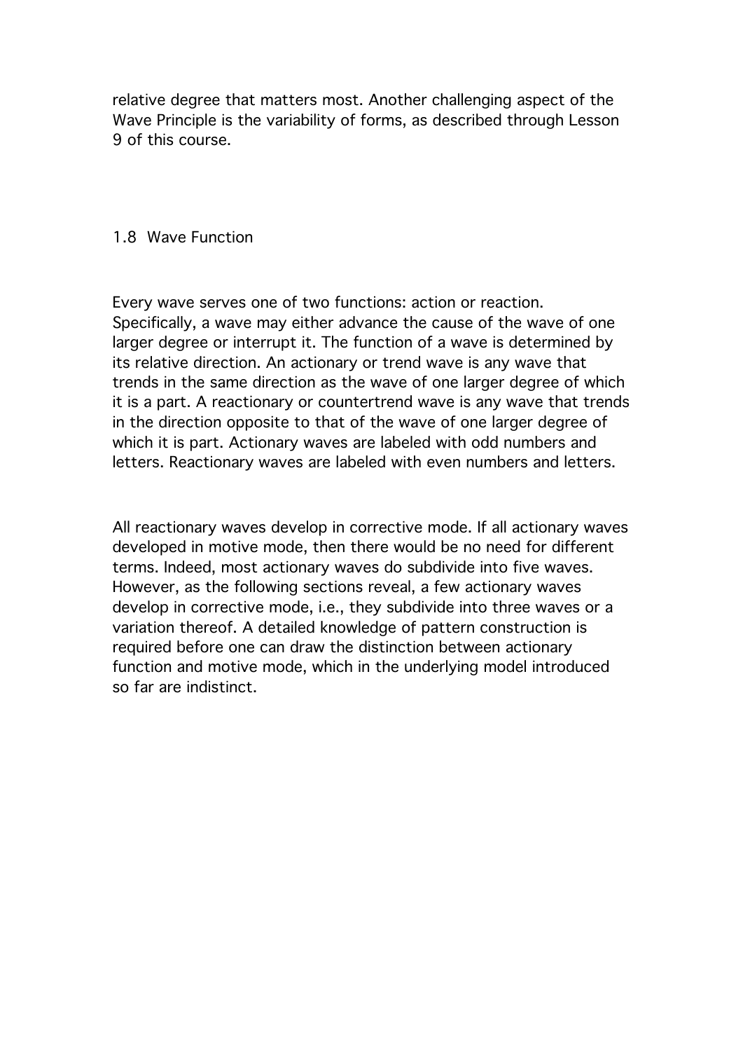relative degree that matters most. Another challenging aspect of the Wave Principle is the variability of forms, as described through Lesson 9 of this course.

## 1.8 Wave Function

Every wave serves one of two functions: action or reaction. Specifically, a wave may either advance the cause of the wave of one larger degree or interrupt it. The function of a wave is determined by its relative direction. An actionary or trend wave is any wave that trends in the same direction as the wave of one larger degree of which it is a part. A reactionary or countertrend wave is any wave that trends in the direction opposite to that of the wave of one larger degree of which it is part. Actionary waves are labeled with odd numbers and letters. Reactionary waves are labeled with even numbers and letters.

All reactionary waves develop in corrective mode. If all actionary waves developed in motive mode, then there would be no need for different terms. Indeed, most actionary waves do subdivide into five waves. However, as the following sections reveal, a few actionary waves develop in corrective mode, i.e., they subdivide into three waves or a variation thereof. A detailed knowledge of pattern construction is required before one can draw the distinction between actionary function and motive mode, which in the underlying model introduced so far are indistinct.